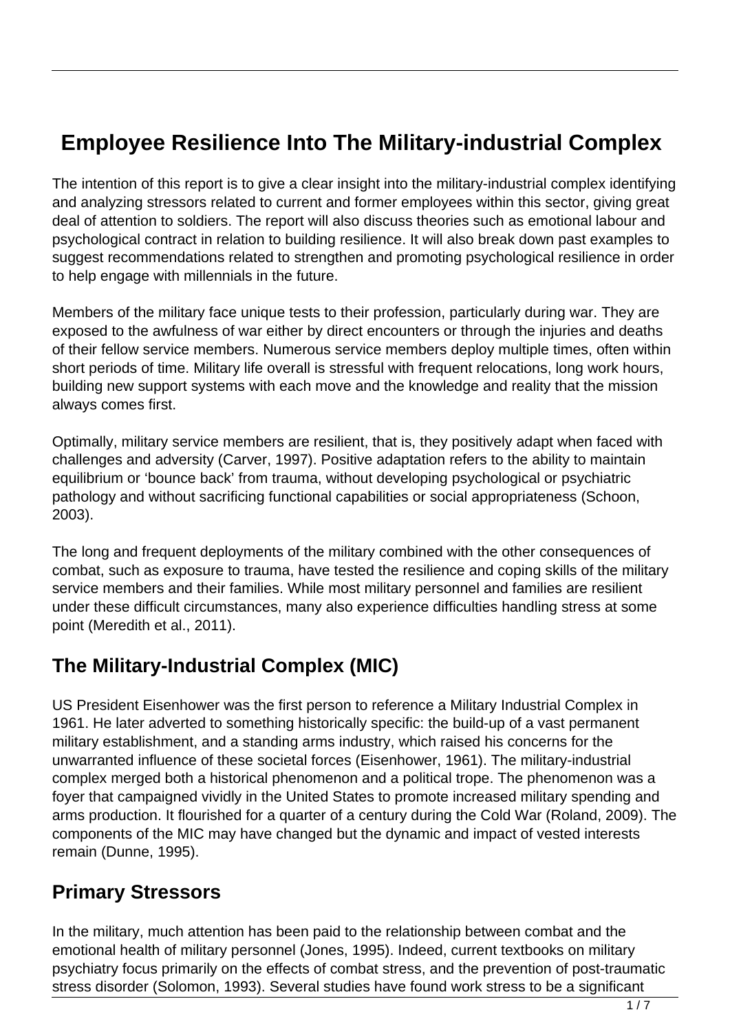# Employee Resilience Into The Military-industrial Complex

The intention of this report is to give a clear insight into the military-industrial complex identifying and analyzing stressors related to current and former employees within this sector, giving great deal of attention to soldiers. The report will also discuss theories such as emotional labour and psychological contract in relation to building resilience. It will also break down past examples to suggest recommendations related to strengthen and promoting psychological resilience in order to help engage with millennials in the future.

Members of the military face unique tests to their profession, particularly during war. They are exposed to the awfulness of war either by direct encounters or through the injuries and deaths of their fellow service members. Numerous service members deploy multiple times, often within short periods of time. Military life overall is stressful with frequent relocations, long work hours, building new support systems with each move and the knowledge and reality that the mission always comes first.

Optimally, military service members are resilient, that is, they positively adapt when faced with challenges and adversity (Carver, 1997). Positive adaptation refers to the ability to maintain equilibrium or 'bounce back' from trauma, without developing psychological or psychiatric pathology and without sacrificing functional capabilities or social appropriateness (Schoon, 2003).

The long and frequent deployments of the military combined with the other consequences of combat, such as exposure to trauma, have tested the resilience and coping skills of the military service members and their families. While most military personnel and families are resilient under these difficult circumstances, many also experience difficulties handling stress at some point (Meredith et al., 2011).

## The Military-Industrial Complex (MIC)

US President Eisenhower was the first person to reference a Military Industrial Complex in 1961. He later adverted to something historically specific: the build-up of a vast permanent military establishment, and a standing arms industry, which raised his concerns for the unwarranted influence of these societal forces (Eisenhower, 1961). The military-industrial complex merged both a historical phenomenon and a political trope. The phenomenon was a foyer that campaigned vividly in the United States to promote increased military spending and arms production. It flourished for a quarter of a century during the Cold War (Roland, 2009). The components of the MIC may have changed but the dynamic and impact of vested interests remain (Dunne, 1995).

## Primary Stressors

In the military, much attention has been paid to the relationship between combat and the emotional health of military personnel (Jones, 1995). Indeed, current textbooks on military psychiatry focus primarily on the effects of combat stress, and the prevention of post-traumatic stress disorder (Solomon, 1993). Several studies have found work stress to be a significant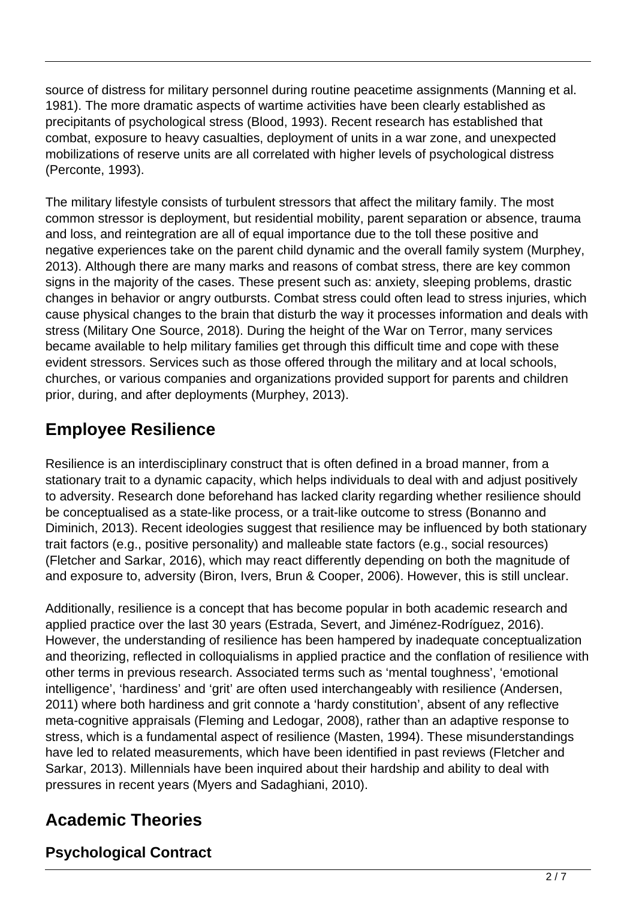source of distress for military personnel during routine peacetime assignments (Manning et al. 1981). The more dramatic aspects of wartime activities have been clearly established as precipitants of psychological stress (Blood, 1993). Recent research has established that combat, exposure to heavy casualties, deployment of units in a war zone, and unexpected mobilizations of reserve units are all correlated with higher levels of psychological distress (Perconte, 1993).

The military lifestyle consists of turbulent stressors that affect the military family. The most common stressor is deployment, but residential mobility, parent separation or absence, trauma and loss, and reintegration are all of equal importance due to the toll these positive and negative experiences take on the parent child dynamic and the overall family system (Murphey, 2013). Although there are many marks and reasons of combat stress, there are key common signs in the majority of the cases. These present such as: anxiety, sleeping problems, drastic changes in behavior or angry outbursts. Combat stress could often lead to stress injuries, which cause physical changes to the brain that disturb the way it processes information and deals with stress (Military One Source, 2018). During the height of the War on Terror, many services became available to help military families get through this difficult time and cope with these evident stressors. Services such as those offered through the military and at local schools, churches, or various companies and organizations provided support for parents and children prior, during, and after deployments (Murphey, 2013).

## Employee Resilience

Resilience is an interdisciplinary construct that is often defined in a broad manner, from a stationary trait to a dynamic capacity, which helps individuals to deal with and adjust positively to adversity. Research done beforehand has lacked clarity regarding whether resilience should be conceptualised as a state-like process, or a trait-like outcome to stress (Bonanno and Diminich, 2013). Recent ideologies suggest that resilience may be influenced by both stationary trait factors (e.g., positive personality) and malleable state factors (e.g., social resources) (Fletcher and Sarkar, 2016), which may react differently depending on both the magnitude of and exposure to, adversity (Biron, Ivers, Brun & Cooper, 2006). However, this is still unclear.

Additionally, resilience is a concept that has become popular in both academic research and applied practice over the last 30 years (Estrada, Severt, and Jiménez-Rodríguez, 2016). However, the understanding of resilience has been hampered by inadequate conceptualization and theorizing, reflected in colloquialisms in applied practice and the conflation of resilience with other terms in previous research. Associated terms such as 'mental toughness', 'emotional intelligence', 'hardiness' and 'grit' are often used interchangeably with resilience (Andersen, 2011) where both hardiness and grit connote a 'hardy constitution', absent of any reflective meta-cognitive appraisals (Fleming and Ledogar, 2008), rather than an adaptive response to stress, which is a fundamental aspect of resilience (Masten, 1994). These misunderstandings have led to related measurements, which have been identified in past reviews (Fletcher and Sarkar, 2013). Millennials have been inquired about their hardship and ability to deal with pressures in recent years (Myers and Sadaghiani, 2010).

## Academic Theories

### Psychological Contract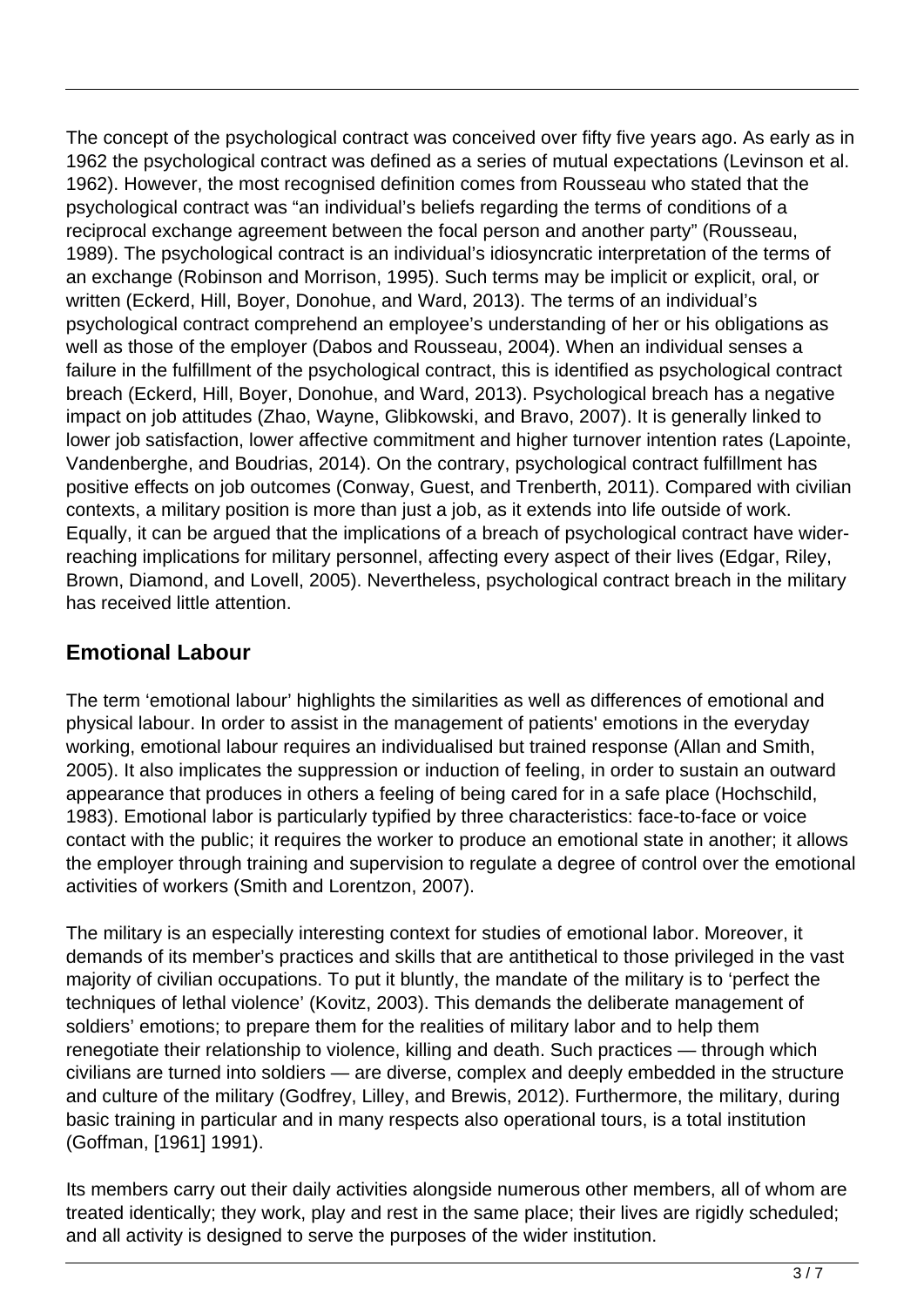The concept of the psychological contract was conceived over fifty five years ago. As early as in 1962 the psychological contract was defined as a series of mutual expectations (Levinson et al. 1962). However, the most recognised definition comes from Rousseau who stated that the psychological contract was "an individual's beliefs regarding the terms of conditions of a reciprocal exchange agreement between the focal person and another party" (Rousseau, 1989). The psychological contract is an individual's idiosyncratic interpretation of the terms of an exchange (Robinson and Morrison, 1995). Such terms may be implicit or explicit, oral, or written (Eckerd, Hill, Boyer, Donohue, and Ward, 2013). The terms of an individual's psychological contract comprehend an employee's understanding of her or his obligations as well as those of the employer (Dabos and Rousseau, 2004). When an individual senses a failure in the fulfillment of the psychological contract, this is identified as psychological contract breach (Eckerd, Hill, Boyer, Donohue, and Ward, 2013). Psychological breach has a negative impact on job attitudes (Zhao, Wayne, Glibkowski, and Bravo, 2007). It is generally linked to lower job satisfaction, lower affective commitment and higher turnover intention rates (Lapointe, Vandenberghe, and Boudrias, 2014). On the contrary, psychological contract fulfillment has positive effects on job outcomes (Conway, Guest, and Trenberth, 2011). Compared with civilian contexts, a military position is more than just a job, as it extends into life outside of work. Equally, it can be argued that the implications of a breach of psychological contract have wider-reaching implications for military personnel, affecting every aspect of their lives (Edgar, Riley, Brown, Diamond, and Lovell, 2005). Nevertheless, psychological contract breach in the military has received little attention.

## Emotional Labour

The term 'emotional labour' highlights the similarities as well as differences of emotional and physical labour. In order to assist in the management of patients' emotions in the everyday working, emotional labour requires an individualised but trained response (Allan and Smith, 2005). It also implicates the suppression or induction of feeling, in order to sustain an outward appearance that produces in others a feeling of being cared for in a safe place (Hochschild, 1983). Emotional labor is particularly typified by three characteristics: face-to-face or voice contact with the public; it requires the worker to produce an emotional state in another; it allows the employer through training and supervision to regulate a degree of control over the emotional activities of workers (Smith and Lorentzon, 2007).

The military is an especially interesting context for studies of emotional labor. Moreover, it demands of its member's practices and skills that are antithetical to those privileged in the vast majority of civilian occupations. To put it bluntly, the mandate of the military is to 'perfect the techniques of lethal violence' (Kovitz, 2003). This demands the deliberate management of soldiers' emotions; to prepare them for the realities of military labor and to help them renegotiate their relationship to violence, killing and death. Such practices — through which civilians are turned into soldiers — are diverse, complex and deeply embedded in the structure and culture of the military (Godfrey, Lilley, and Brewis, 2012). Furthermore, the military, during basic training in particular and in many respects also operational tours, is a total institution (Goffman, [1961] 1991).

Its members carry out their daily activities alongside numerous other members, all of whom are treated identically; they work, play and rest in the same place; their lives are rigidly scheduled; and all activity is designed to serve the purposes of the wider institution.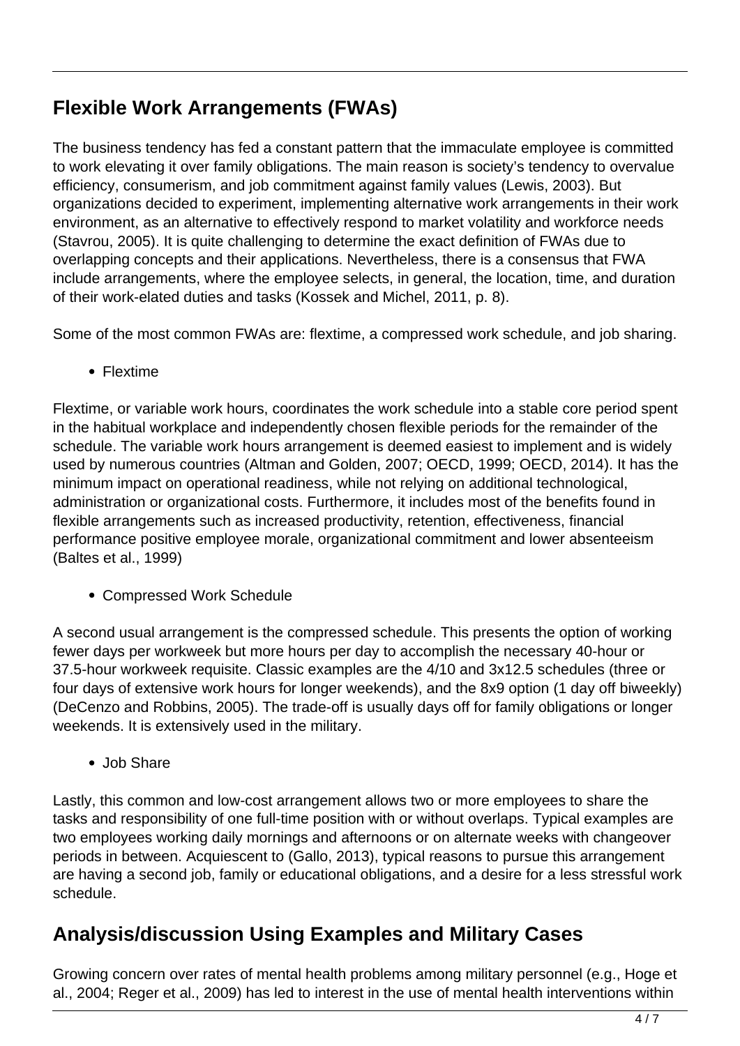## Flexible Work Arrangements (FWAs)

The business tendency has fed a constant pattern that the immaculate employee is committed to work elevating it over family obligations. The main reason is society's tendency to overvalue efficiency, consumerism, and job commitment against family values (Lewis, 2003). But organizations decided to experiment, implementing alternative work arrangements in their work environment, as an alternative to effectively respond to market volatility and workforce needs (Stavrou, 2005). It is quite challenging to determine the exact definition of FWAs due to overlapping concepts and their applications. Nevertheless, there is a consensus that FWA include arrangements, where the employee selects, in general, the location, time, and duration of their work-elated duties and tasks (Kossek and Michel, 2011, p. 8).

Some of the most common FWAs are: flextime, a compressed work schedule, and job sharing.

- Flextime

Flextime, or variable work hours, coordinates the work schedule into a stable core period spent in the habitual workplace and independently chosen flexible periods for the remainder of the schedule. The variable work hours arrangement is deemed easiest to implement and is widely used by numerous countries (Altman and Golden, 2007; OECD, 1999; OECD, 2014). It has the minimum impact on operational readiness, while not relying on additional technological, administration or organizational costs. Furthermore, it includes most of the benefits found in flexible arrangements such as increased productivity, retention, effectiveness, financial performance positive employee morale, organizational commitment and lower absenteeism (Baltes et al., 1999)

- Compressed Work Schedule

A second usual arrangement is the compressed schedule. This presents the option of working fewer days per workweek but more hours per day to accomplish the necessary 40-hour or 37.5-hour workweek requisite. Classic examples are the 4/10 and 3x12.5 schedules (three or four days of extensive work hours for longer weekends), and the 8x9 option (1 day off biweekly) (DeCenzo and Robbins, 2005). The trade-off is usually days off for family obligations or longer weekends. It is extensively used in the military.

- Job Share

Lastly, this common and low-cost arrangement allows two or more employees to share the tasks and responsibility of one full-time position with or without overlaps. Typical examples are two employees working daily mornings and afternoons or on alternate weeks with changeover periods in between. Acquiescent to (Gallo, 2013), typical reasons to pursue this arrangement are having a second job, family or educational obligations, and a desire for a less stressful work schedule.

## Analysis/discussion Using Examples and Military Cases

Growing concern over rates of mental health problems among military personnel (e.g., Hoge et al., 2004; Reger et al., 2009) has led to interest in the use of mental health interventions within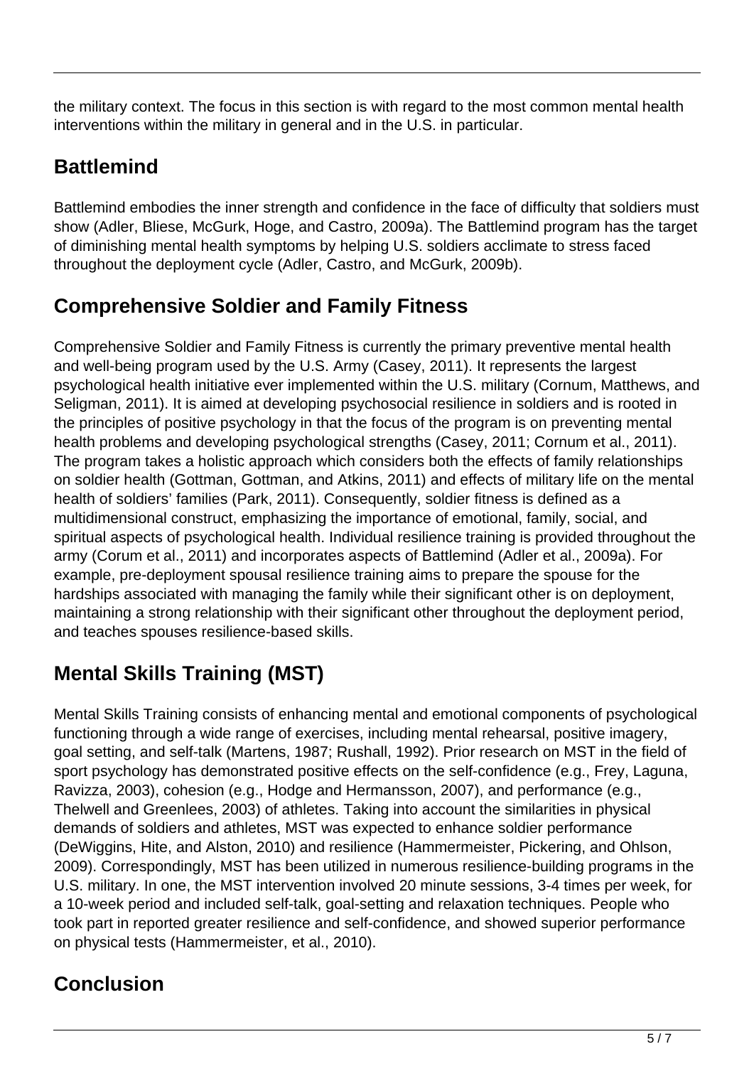the military context. The focus in this section is with regard to the most common mental health interventions within the military in general and in the U.S. in particular.

## Battlemind

Battlemind embodies the inner strength and confidence in the face of difficulty that soldiers must show (Adler, Bliese, McGurk, Hoge, and Castro, 2009a). The Battlemind program has the target of diminishing mental health symptoms by helping U.S. soldiers acclimate to stress faced throughout the deployment cycle (Adler, Castro, and McGurk, 2009b).

## Comprehensive Soldier and Family Fitness

Comprehensive Soldier and Family Fitness is currently the primary preventive mental health and well-being program used by the U.S. Army (Casey, 2011). It represents the largest psychological health initiative ever implemented within the U.S. military (Cornum, Matthews, and Seligman, 2011). It is aimed at developing psychosocial resilience in soldiers and is rooted in the principles of positive psychology in that the focus of the program is on preventing mental health problems and developing psychological strengths (Casey, 2011; Cornum et al., 2011). The program takes a holistic approach which considers both the effects of family relationships on soldier health (Gottman, Gottman, and Atkins, 2011) and effects of military life on the mental health of soldiers' families (Park, 2011). Consequently, soldier fitness is defined as a multidimensional construct, emphasizing the importance of emotional, family, social, and spiritual aspects of psychological health. Individual resilience training is provided throughout the army (Corum et al., 2011) and incorporates aspects of Battlemind (Adler et al., 2009a). For example, pre-deployment spousal resilience training aims to prepare the spouse for the hardships associated with managing the family while their significant other is on deployment, maintaining a strong relationship with their significant other throughout the deployment period, and teaches spouses resilience-based skills.

## Mental Skills Training (MST)

Mental Skills Training consists of enhancing mental and emotional components of psychological functioning through a wide range of exercises, including mental rehearsal, positive imagery, goal setting, and self-talk (Martens, 1987; Rushall, 1992). Prior research on MST in the field of sport psychology has demonstrated positive effects on the self-confidence (e.g., Frey, Laguna, Ravizza, 2003), cohesion (e.g., Hodge and Hermansson, 2007), and performance (e.g., Thelwell and Greenlees, 2003) of athletes. Taking into account the similarities in physical demands of soldiers and athletes, MST was expected to enhance soldier performance (DeWiggins, Hite, and Alston, 2010) and resilience (Hammermeister, Pickering, and Ohlson, 2009). Correspondingly, MST has been utilized in numerous resilience-building programs in the U.S. military. In one, the MST intervention involved 20 minute sessions, 3-4 times per week, for a 10-week period and included self-talk, goal-setting and relaxation techniques. People who took part in reported greater resilience and self-confidence, and showed superior performance on physical tests (Hammermeister, et al., 2010).

## Conclusion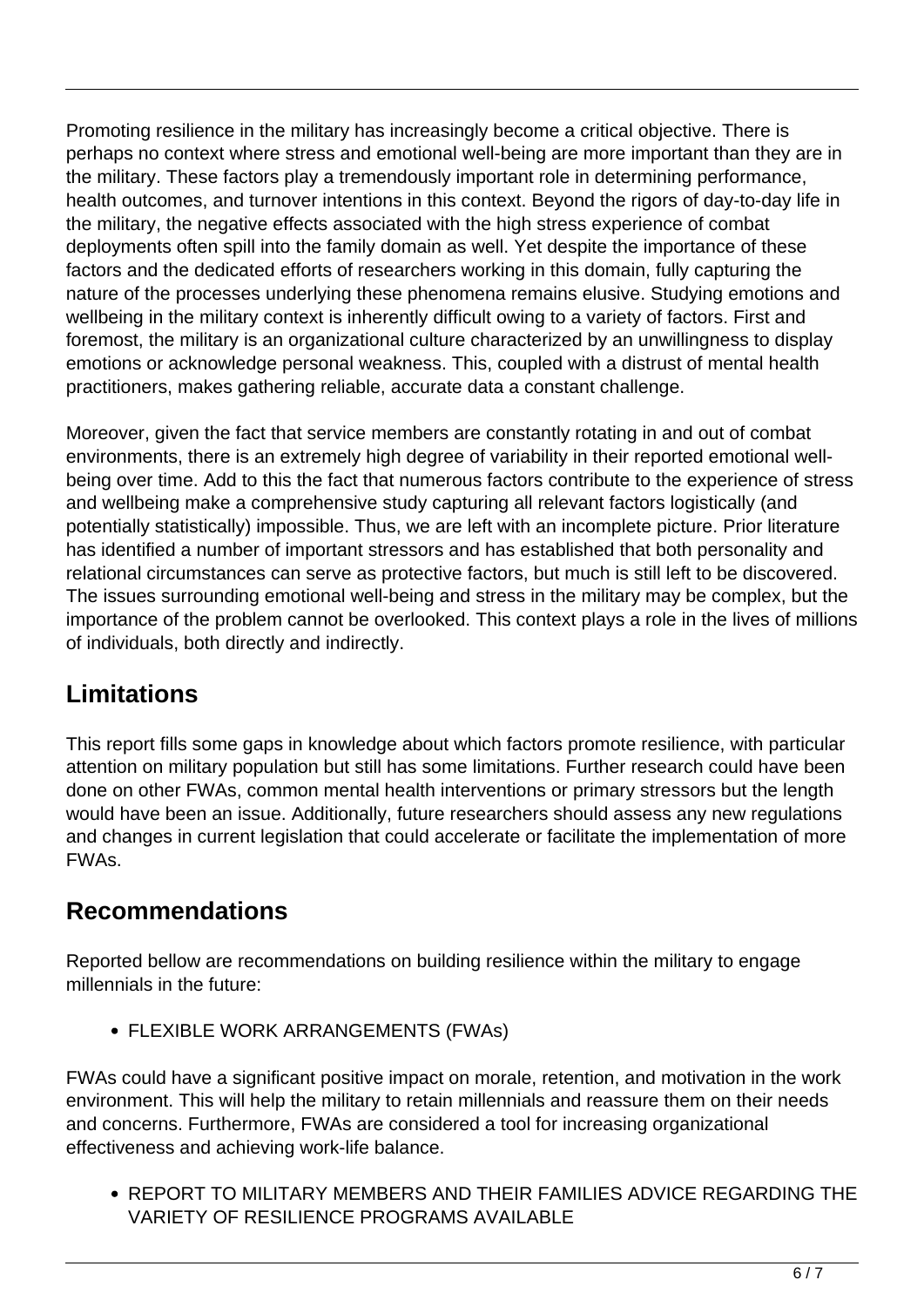Promoting resilience in the military has increasingly become a critical objective. There is perhaps no context where stress and emotional well-being are more important than they are in the military. These factors play a tremendously important role in determining performance, health outcomes, and turnover intentions in this context. Beyond the rigors of day-to-day life in the military, the negative effects associated with the high stress experience of combat deployments often spill into the family domain as well. Yet despite the importance of these factors and the dedicated efforts of researchers working in this domain, fully capturing the nature of the processes underlying these phenomena remains elusive. Studying emotions and wellbeing in the military context is inherently difficult owing to a variety of factors. First and foremost, the military is an organizational culture characterized by an unwillingness to display emotions or acknowledge personal weakness. This, coupled with a distrust of mental health practitioners, makes gathering reliable, accurate data a constant challenge.

Moreover, given the fact that service members are constantly rotating in and out of combat environments, there is an extremely high degree of variability in their reported emotional well-being over time. Add to this the fact that numerous factors contribute to the experience of stress and wellbeing make a comprehensive study capturing all relevant factors logistically (and potentially statistically) impossible. Thus, we are left with an incomplete picture. Prior literature has identified a number of important stressors and has established that both personality and relational circumstances can serve as protective factors, but much is still left to be discovered. The issues surrounding emotional well-being and stress in the military may be complex, but the importance of the problem cannot be overlooked. This context plays a role in the lives of millions of individuals, both directly and indirectly.

## Limitations

This report fills some gaps in knowledge about which factors promote resilience, with particular attention on military population but still has some limitations. Further research could have been done on other FWAs, common mental health interventions or primary stressors but the length would have been an issue. Additionally, future researchers should assess any new regulations and changes in current legislation that could accelerate or facilitate the implementation of more FWAs.

## Recommendations

Reported bellow are recommendations on building resilience within the military to engage millennials in the future:

- FLEXIBLE WORK ARRANGEMENTS (FWAs)

FWAs could have a significant positive impact on morale, retention, and motivation in the work environment. This will help the military to retain millennials and reassure them on their needs and concerns. Furthermore, FWAs are considered a tool for increasing organizational effectiveness and achieving work-life balance.

- REPORT TO MILITARY MEMBERS AND THEIR FAMILIES ADVICE REGARDING THE VARIETY OF RESILIENCE PROGRAMS AVAILABLE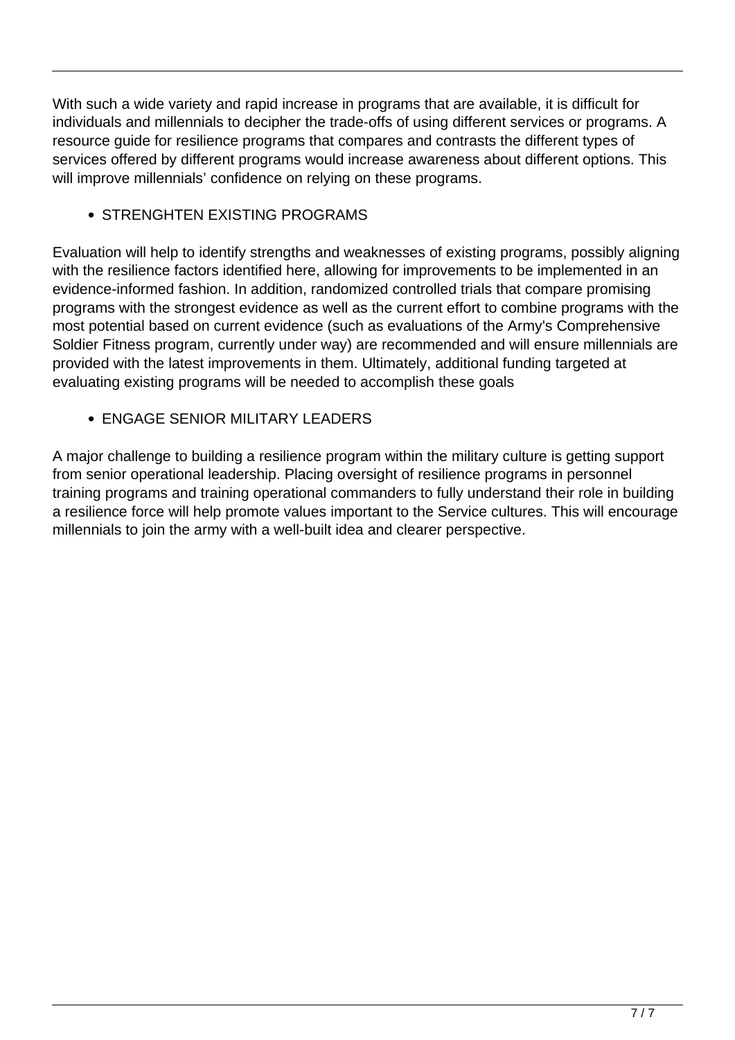With such a wide variety and rapid increase in programs that are available, it is difficult for individuals and millennials to decipher the trade-offs of using different services or programs. A resource guide for resilience programs that compares and contrasts the different types of services offered by different programs would increase awareness about different options. This will improve millennials' confidence on relying on these programs.

- STRENGHTEN EXISTING PROGRAMS

Evaluation will help to identify strengths and weaknesses of existing programs, possibly aligning with the resilience factors identified here, allowing for improvements to be implemented in an evidence-informed fashion. In addition, randomized controlled trials that compare promising programs with the strongest evidence as well as the current effort to combine programs with the most potential based on current evidence (such as evaluations of the Army's Comprehensive Soldier Fitness program, currently under way) are recommended and will ensure millennials are provided with the latest improvements in them. Ultimately, additional funding targeted at evaluating existing programs will be needed to accomplish these goals

- ENGAGE SENIOR MILITARY LEADERS

A major challenge to building a resilience program within the military culture is getting support from senior operational leadership. Placing oversight of resilience programs in personnel training programs and training operational commanders to fully understand their role in building a resilience force will help promote values important to the Service cultures. This will encourage millennials to join the army with a well-built idea and clearer perspective.